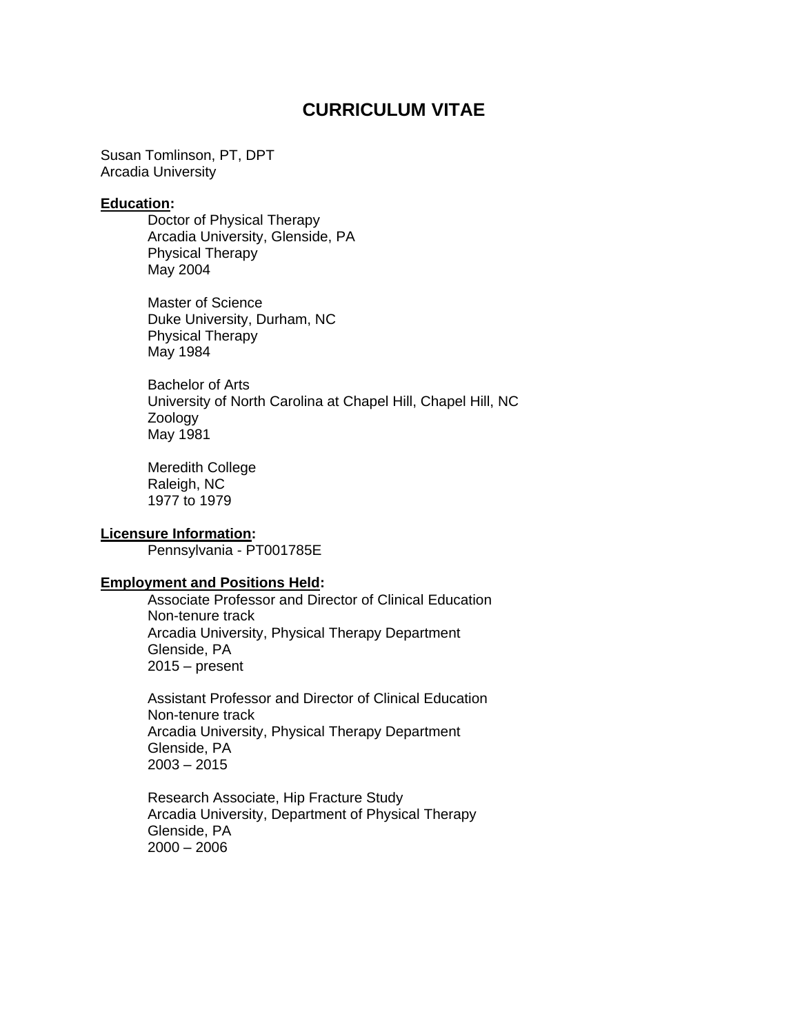# CURRICULUM VITAE

Susan Tomlinson, PT, DPT
Arcadia University

**Education:**

Doctor of Physical Therapy
Arcadia University, Glenside, PA
Physical Therapy
May 2004

Master of Science
Duke University, Durham, NC
Physical Therapy
May 1984

Bachelor of Arts
University of North Carolina at Chapel Hill, Chapel Hill, NC
Zoology
May 1981

Meredith College
Raleigh, NC
1977 to 1979

**Licensure Information:**

Pennsylvania - PT001785E

**Employment and Positions Held:**

Associate Professor and Director of Clinical Education
Non-tenure track
Arcadia University, Physical Therapy Department
Glenside, PA
2015 – present

Assistant Professor and Director of Clinical Education
Non-tenure track
Arcadia University, Physical Therapy Department
Glenside, PA
2003 – 2015

Research Associate, Hip Fracture Study
Arcadia University, Department of Physical Therapy
Glenside, PA
2000 – 2006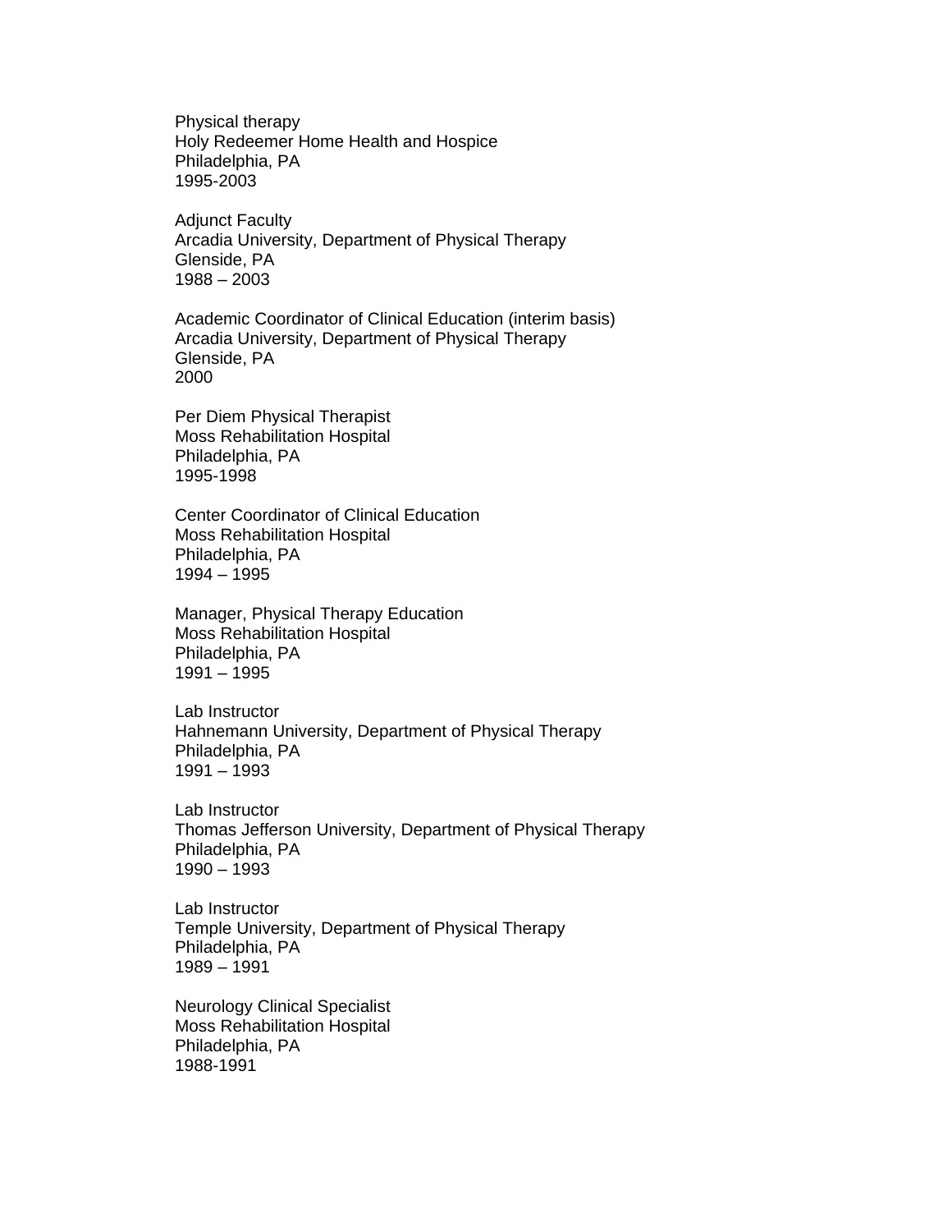Physical therapy
Holy Redeemer Home Health and Hospice
Philadelphia, PA
1995-2003

Adjunct Faculty
Arcadia University, Department of Physical Therapy
Glenside, PA
1988 – 2003

Academic Coordinator of Clinical Education (interim basis)
Arcadia University, Department of Physical Therapy
Glenside, PA
2000

Per Diem Physical Therapist
Moss Rehabilitation Hospital
Philadelphia, PA
1995-1998

Center Coordinator of Clinical Education
Moss Rehabilitation Hospital
Philadelphia, PA
1994 – 1995

Manager, Physical Therapy Education
Moss Rehabilitation Hospital
Philadelphia, PA
1991 – 1995

Lab Instructor
Hahnemann University, Department of Physical Therapy
Philadelphia, PA
1991 – 1993

Lab Instructor
Thomas Jefferson University, Department of Physical Therapy
Philadelphia, PA
1990 – 1993

Lab Instructor
Temple University, Department of Physical Therapy
Philadelphia, PA
1989 – 1991

Neurology Clinical Specialist
Moss Rehabilitation Hospital
Philadelphia, PA
1988-1991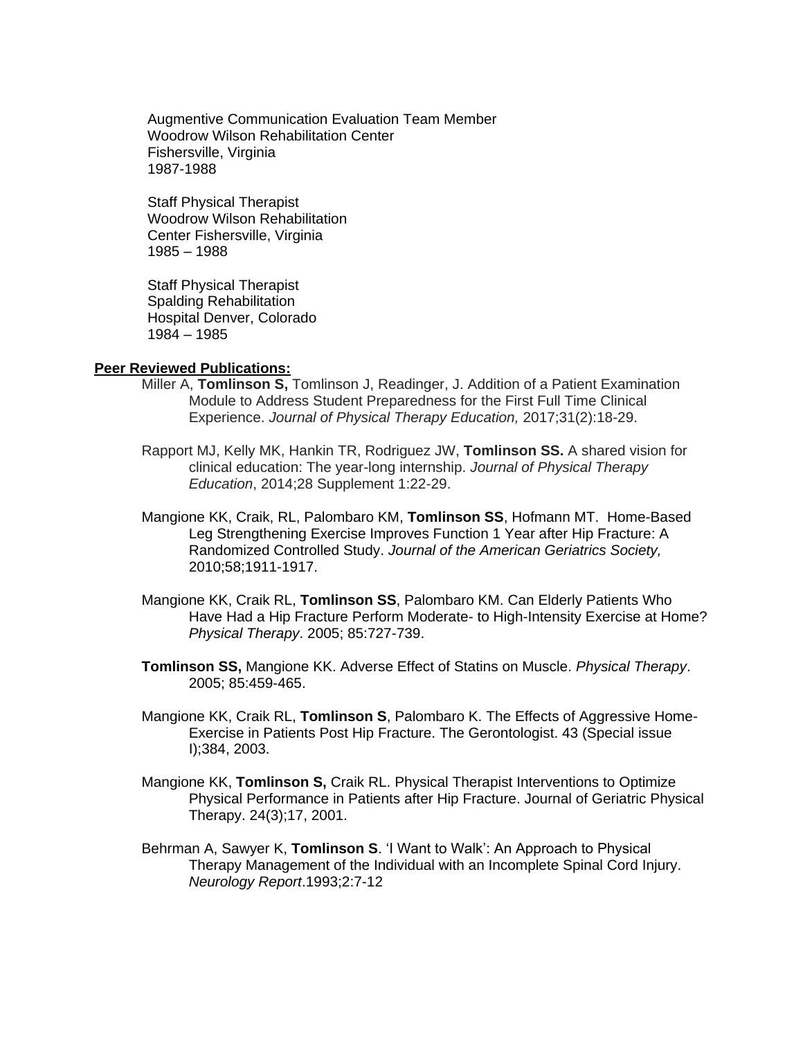Augmentive Communication Evaluation Team Member
Woodrow Wilson Rehabilitation Center
Fishersville, Virginia
1987-1988

Staff Physical Therapist
Woodrow Wilson Rehabilitation
Center Fishersville, Virginia
1985 – 1988

Staff Physical Therapist
Spalding Rehabilitation
Hospital Denver, Colorado
1984 – 1985

**Peer Reviewed Publications:**

Miller A, **Tomlinson S,** Tomlinson J, Readinger, J. Addition of a Patient Examination Module to Address Student Preparedness for the First Full Time Clinical Experience. *Journal of Physical Therapy Education,* 2017;31(2):18-29.

Rapport MJ, Kelly MK, Hankin TR, Rodriguez JW, **Tomlinson SS.** A shared vision for clinical education: The year-long internship. *Journal of Physical Therapy Education*, 2014;28 Supplement 1:22-29.

Mangione KK, Craik, RL, Palombaro KM, **Tomlinson SS**, Hofmann MT. Home-Based Leg Strengthening Exercise Improves Function 1 Year after Hip Fracture: A Randomized Controlled Study. *Journal of the American Geriatrics Society,* 2010;58;1911-1917.

Mangione KK, Craik RL, **Tomlinson SS**, Palombaro KM. Can Elderly Patients Who Have Had a Hip Fracture Perform Moderate- to High-Intensity Exercise at Home? *Physical Therapy*. 2005; 85:727-739.

**Tomlinson SS,** Mangione KK. Adverse Effect of Statins on Muscle. *Physical Therapy*. 2005; 85:459-465.

Mangione KK, Craik RL, **Tomlinson S**, Palombaro K. The Effects of Aggressive Home-Exercise in Patients Post Hip Fracture. The Gerontologist. 43 (Special issue I);384, 2003.

Mangione KK, **Tomlinson S,** Craik RL. Physical Therapist Interventions to Optimize Physical Performance in Patients after Hip Fracture. Journal of Geriatric Physical Therapy. 24(3);17, 2001.

Behrman A, Sawyer K, **Tomlinson S**. 'I Want to Walk': An Approach to Physical Therapy Management of the Individual with an Incomplete Spinal Cord Injury. *Neurology Report*.1993;2:7-12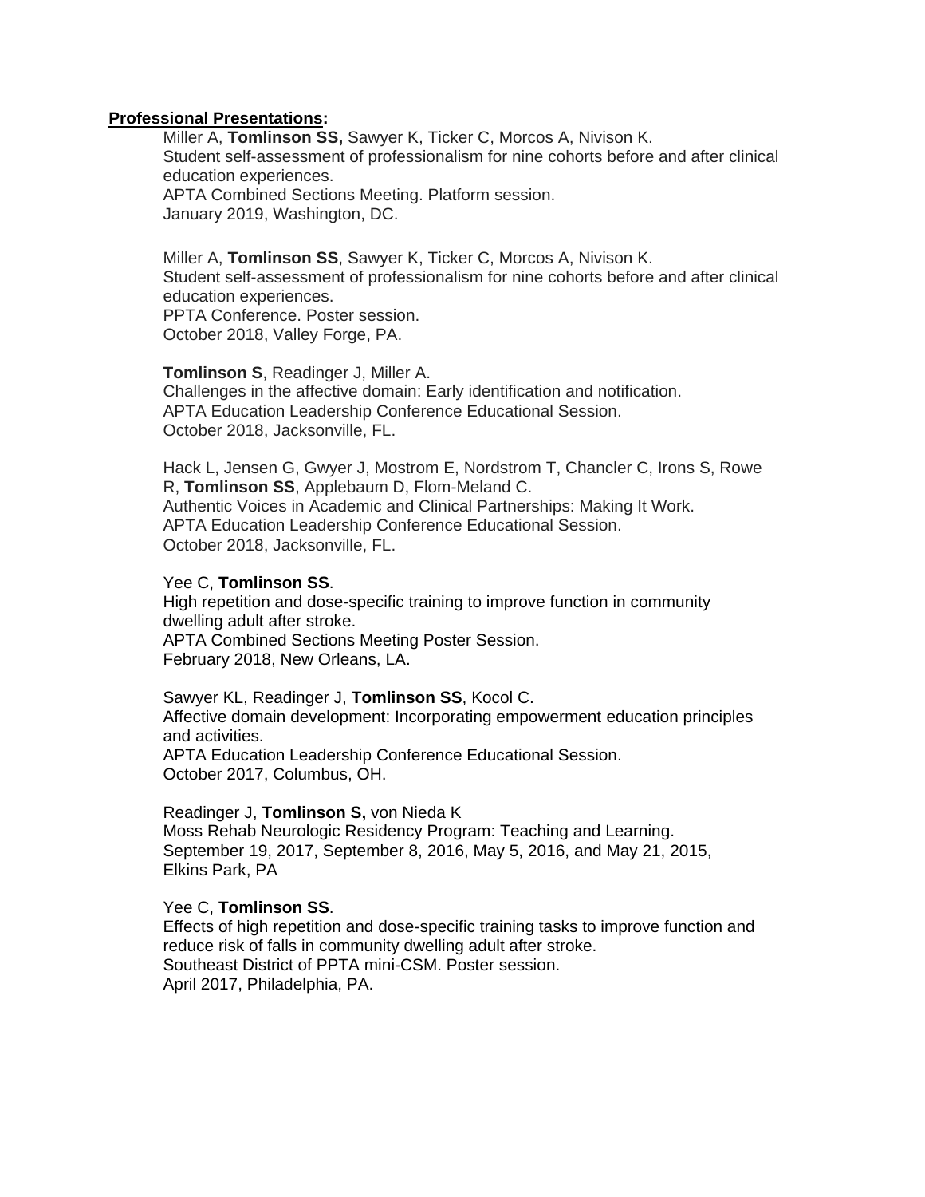**Professional Presentations:**

Miller A, **Tomlinson SS,** Sawyer K, Ticker C, Morcos A, Nivison K.
Student self-assessment of professionalism for nine cohorts before and after clinical education experiences.
APTA Combined Sections Meeting. Platform session.
January 2019, Washington, DC.

Miller A, **Tomlinson SS**, Sawyer K, Ticker C, Morcos A, Nivison K.
Student self-assessment of professionalism for nine cohorts before and after clinical education experiences.
PPTA Conference. Poster session.
October 2018, Valley Forge, PA.

**Tomlinson S**, Readinger J, Miller A.
Challenges in the affective domain: Early identification and notification.
APTA Education Leadership Conference Educational Session.
October 2018, Jacksonville, FL.

Hack L, Jensen G, Gwyer J, Mostrom E, Nordstrom T, Chancler C, Irons S, Rowe R, **Tomlinson SS**, Applebaum D, Flom-Meland C.
Authentic Voices in Academic and Clinical Partnerships: Making It Work.
APTA Education Leadership Conference Educational Session.
October 2018, Jacksonville, FL.

Yee C, **Tomlinson SS**.
High repetition and dose-specific training to improve function in community dwelling adult after stroke.
APTA Combined Sections Meeting Poster Session.
February 2018, New Orleans, LA.

Sawyer KL, Readinger J, **Tomlinson SS**, Kocol C.
Affective domain development: Incorporating empowerment education principles and activities.
APTA Education Leadership Conference Educational Session.
October 2017, Columbus, OH.

Readinger J, **Tomlinson S,** von Nieda K
Moss Rehab Neurologic Residency Program: Teaching and Learning.
September 19, 2017, September 8, 2016, May 5, 2016, and May 21, 2015, Elkins Park, PA

Yee C, **Tomlinson SS**.
Effects of high repetition and dose-specific training tasks to improve function and reduce risk of falls in community dwelling adult after stroke.
Southeast District of PPTA mini-CSM. Poster session.
April 2017, Philadelphia, PA.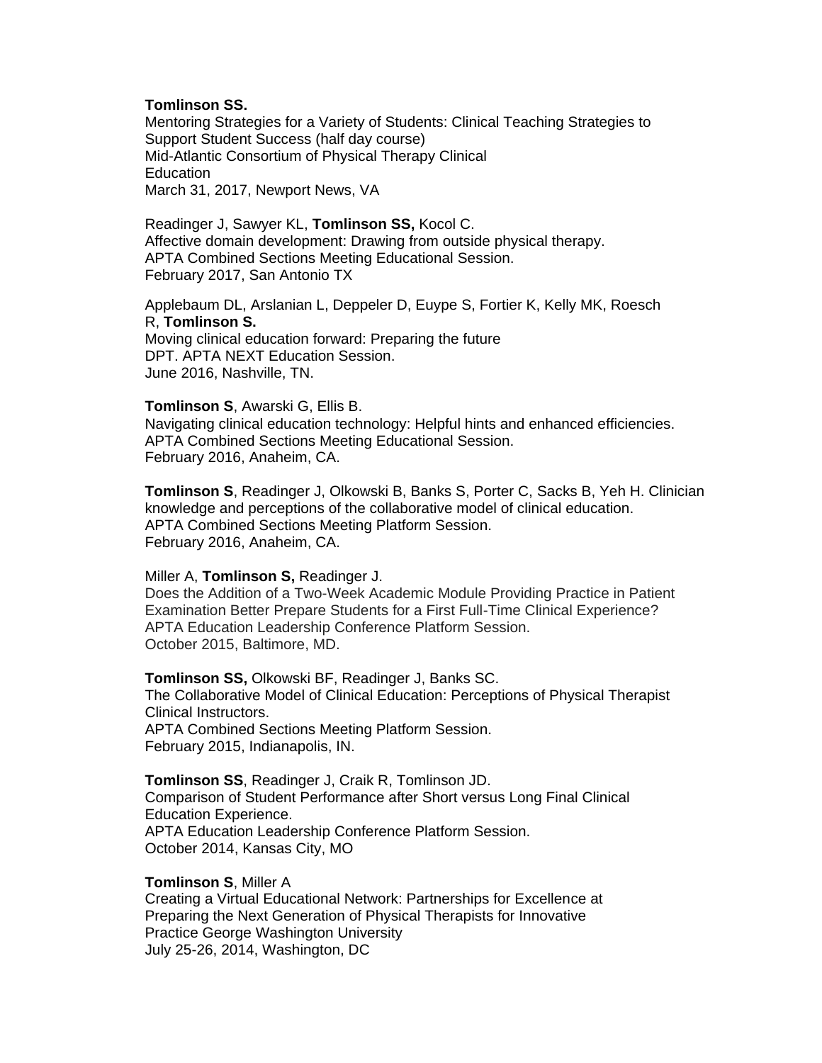**Tomlinson SS.**
Mentoring Strategies for a Variety of Students: Clinical Teaching Strategies to Support Student Success (half day course)
Mid-Atlantic Consortium of Physical Therapy Clinical Education
March 31, 2017, Newport News, VA

Readinger J, Sawyer KL, **Tomlinson SS,** Kocol C.
Affective domain development: Drawing from outside physical therapy.
APTA Combined Sections Meeting Educational Session.
February 2017, San Antonio TX

Applebaum DL, Arslanian L, Deppeler D, Euype S, Fortier K, Kelly MK, Roesch R, **Tomlinson S.**
Moving clinical education forward: Preparing the future DPT. APTA NEXT Education Session.
June 2016, Nashville, TN.

**Tomlinson S**, Awarski G, Ellis B.
Navigating clinical education technology: Helpful hints and enhanced efficiencies.
APTA Combined Sections Meeting Educational Session.
February 2016, Anaheim, CA.

**Tomlinson S**, Readinger J, Olkowski B, Banks S, Porter C, Sacks B, Yeh H. Clinician knowledge and perceptions of the collaborative model of clinical education.
APTA Combined Sections Meeting Platform Session.
February 2016, Anaheim, CA.

Miller A, **Tomlinson S,** Readinger J.
Does the Addition of a Two-Week Academic Module Providing Practice in Patient Examination Better Prepare Students for a First Full-Time Clinical Experience?
APTA Education Leadership Conference Platform Session.
October 2015, Baltimore, MD.

**Tomlinson SS,** Olkowski BF, Readinger J, Banks SC.
The Collaborative Model of Clinical Education: Perceptions of Physical Therapist Clinical Instructors.
APTA Combined Sections Meeting Platform Session.
February 2015, Indianapolis, IN.

**Tomlinson SS**, Readinger J, Craik R, Tomlinson JD.
Comparison of Student Performance after Short versus Long Final Clinical Education Experience.
APTA Education Leadership Conference Platform Session.
October 2014, Kansas City, MO

**Tomlinson S**, Miller A
Creating a Virtual Educational Network: Partnerships for Excellence at Preparing the Next Generation of Physical Therapists for Innovative Practice George Washington University
July 25-26, 2014, Washington, DC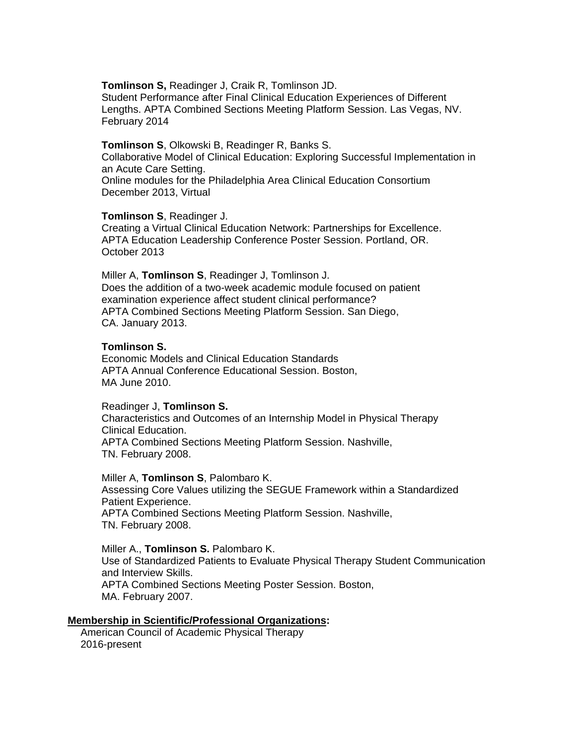**Tomlinson S,** Readinger J, Craik R, Tomlinson JD.
Student Performance after Final Clinical Education Experiences of Different Lengths. APTA Combined Sections Meeting Platform Session. Las Vegas, NV. February 2014

**Tomlinson S**, Olkowski B, Readinger R, Banks S.
Collaborative Model of Clinical Education: Exploring Successful Implementation in an Acute Care Setting.
Online modules for the Philadelphia Area Clinical Education Consortium
December 2013, Virtual

**Tomlinson S**, Readinger J.
Creating a Virtual Clinical Education Network: Partnerships for Excellence.
APTA Education Leadership Conference Poster Session. Portland, OR.
October 2013

Miller A, **Tomlinson S**, Readinger J, Tomlinson J.
Does the addition of a two-week academic module focused on patient examination experience affect student clinical performance?
APTA Combined Sections Meeting Platform Session. San Diego, CA. January 2013.

**Tomlinson S.**
Economic Models and Clinical Education Standards
APTA Annual Conference Educational Session. Boston, MA June 2010.

Readinger J, **Tomlinson S.**
Characteristics and Outcomes of an Internship Model in Physical Therapy Clinical Education.
APTA Combined Sections Meeting Platform Session. Nashville, TN. February 2008.

Miller A, **Tomlinson S**, Palombaro K.
Assessing Core Values utilizing the SEGUE Framework within a Standardized Patient Experience.
APTA Combined Sections Meeting Platform Session. Nashville, TN. February 2008.

Miller A., **Tomlinson S.** Palombaro K.
Use of Standardized Patients to Evaluate Physical Therapy Student Communication and Interview Skills.
APTA Combined Sections Meeting Poster Session. Boston, MA. February 2007.

**Membership in Scientific/Professional Organizations:**

American Council of Academic Physical Therapy
2016-present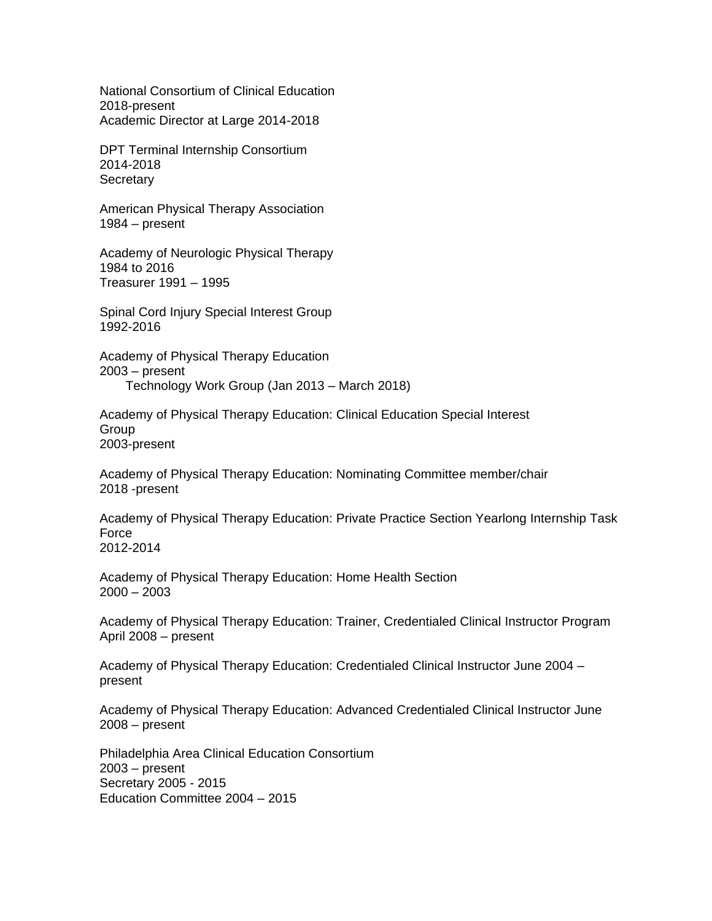National Consortium of Clinical Education
2018-present
Academic Director at Large 2014-2018

DPT Terminal Internship Consortium
2014-2018
Secretary

American Physical Therapy Association
1984 – present

Academy of Neurologic Physical Therapy
1984 to 2016
Treasurer 1991 – 1995

Spinal Cord Injury Special Interest Group
1992-2016

Academy of Physical Therapy Education
2003 – present
    Technology Work Group (Jan 2013 – March 2018)

Academy of Physical Therapy Education: Clinical Education Special Interest Group
2003-present

Academy of Physical Therapy Education: Nominating Committee member/chair
2018 -present

Academy of Physical Therapy Education: Private Practice Section Yearlong Internship Task Force
2012-2014

Academy of Physical Therapy Education: Home Health Section
2000 – 2003

Academy of Physical Therapy Education: Trainer, Credentialed Clinical Instructor Program
April 2008 – present

Academy of Physical Therapy Education: Credentialed Clinical Instructor June 2004 – present

Academy of Physical Therapy Education: Advanced Credentialed Clinical Instructor June 2008 – present

Philadelphia Area Clinical Education Consortium
2003 – present
Secretary 2005 - 2015
Education Committee 2004 – 2015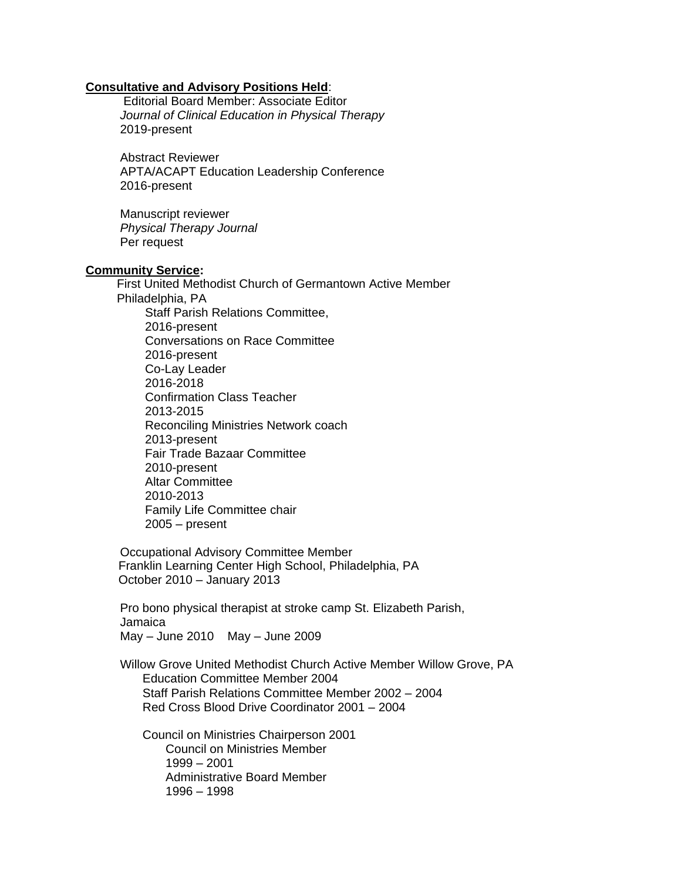**Consultative and Advisory Positions Held**:

Editorial Board Member: Associate Editor
*Journal of Clinical Education in Physical Therapy*
2019-present

Abstract Reviewer
APTA/ACAPT Education Leadership Conference
2016-present

Manuscript reviewer
*Physical Therapy Journal*
Per request

**Community Service:**

First United Methodist Church of Germantown Active Member
Philadelphia, PA

- Staff Parish Relations Committee,
  2016-present
- Conversations on Race Committee
  2016-present
- Co-Lay Leader
  2016-2018
- Confirmation Class Teacher
  2013-2015
- Reconciling Ministries Network coach
  2013-present
- Fair Trade Bazaar Committee
  2010-present
- Altar Committee
  2010-2013
- Family Life Committee chair
  2005 – present

Occupational Advisory Committee Member
Franklin Learning Center High School, Philadelphia, PA
October 2010 – January 2013

Pro bono physical therapist at stroke camp St. Elizabeth Parish, Jamaica
May – June 2010    May – June 2009

Willow Grove United Methodist Church Active Member Willow Grove, PA

- Education Committee Member 2004
- Staff Parish Relations Committee Member 2002 – 2004
- Red Cross Blood Drive Coordinator 2001 – 2004

- Council on Ministries Chairperson 2001
  - Council on Ministries Member
    1999 – 2001
  - Administrative Board Member
    1996 – 1998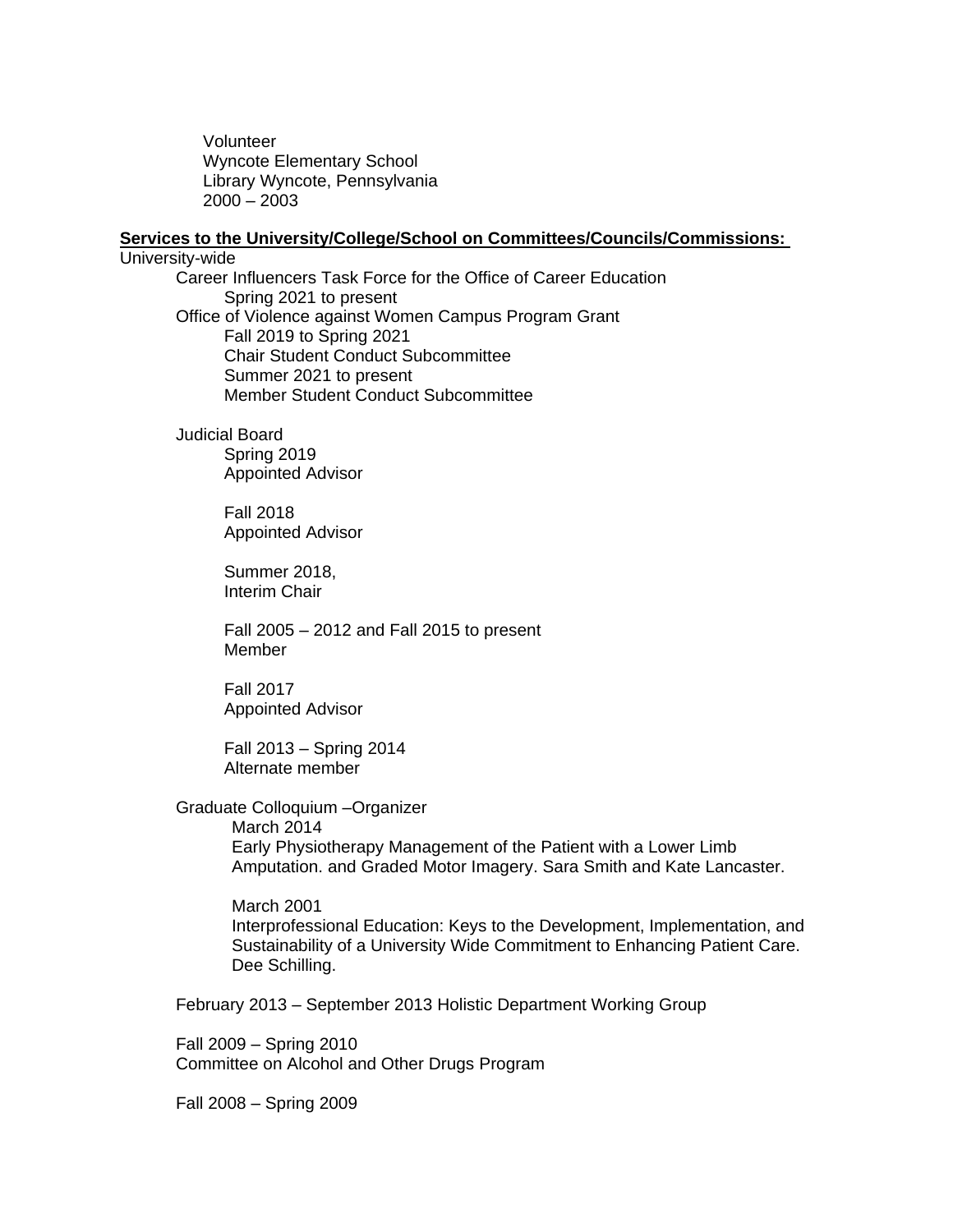Volunteer
Wyncote Elementary School
Library Wyncote, Pennsylvania
2000 – 2003

**Services to the University/College/School on Committees/Councils/Commissions:**

University-wide

- Career Influencers Task Force for the Office of Career Education
  - Spring 2021 to present
- Office of Violence against Women Campus Program Grant
  - Fall 2019 to Spring 2021
  - Chair Student Conduct Subcommittee
  - Summer 2021 to present
  - Member Student Conduct Subcommittee

- Judicial Board
  - Spring 2019
    Appointed Advisor

  - Fall 2018
    Appointed Advisor

  - Summer 2018,
    Interim Chair

  - Fall 2005 – 2012 and Fall 2015 to present
    Member

  - Fall 2017
    Appointed Advisor

  - Fall 2013 – Spring 2014
    Alternate member

- Graduate Colloquium –Organizer
  - March 2014
    Early Physiotherapy Management of the Patient with a Lower Limb Amputation. and Graded Motor Imagery. Sara Smith and Kate Lancaster.

  - March 2001
    Interprofessional Education: Keys to the Development, Implementation, and Sustainability of a University Wide Commitment to Enhancing Patient Care. Dee Schilling.

- February 2013 – September 2013 Holistic Department Working Group

- Fall 2009 – Spring 2010
  Committee on Alcohol and Other Drugs Program

- Fall 2008 – Spring 2009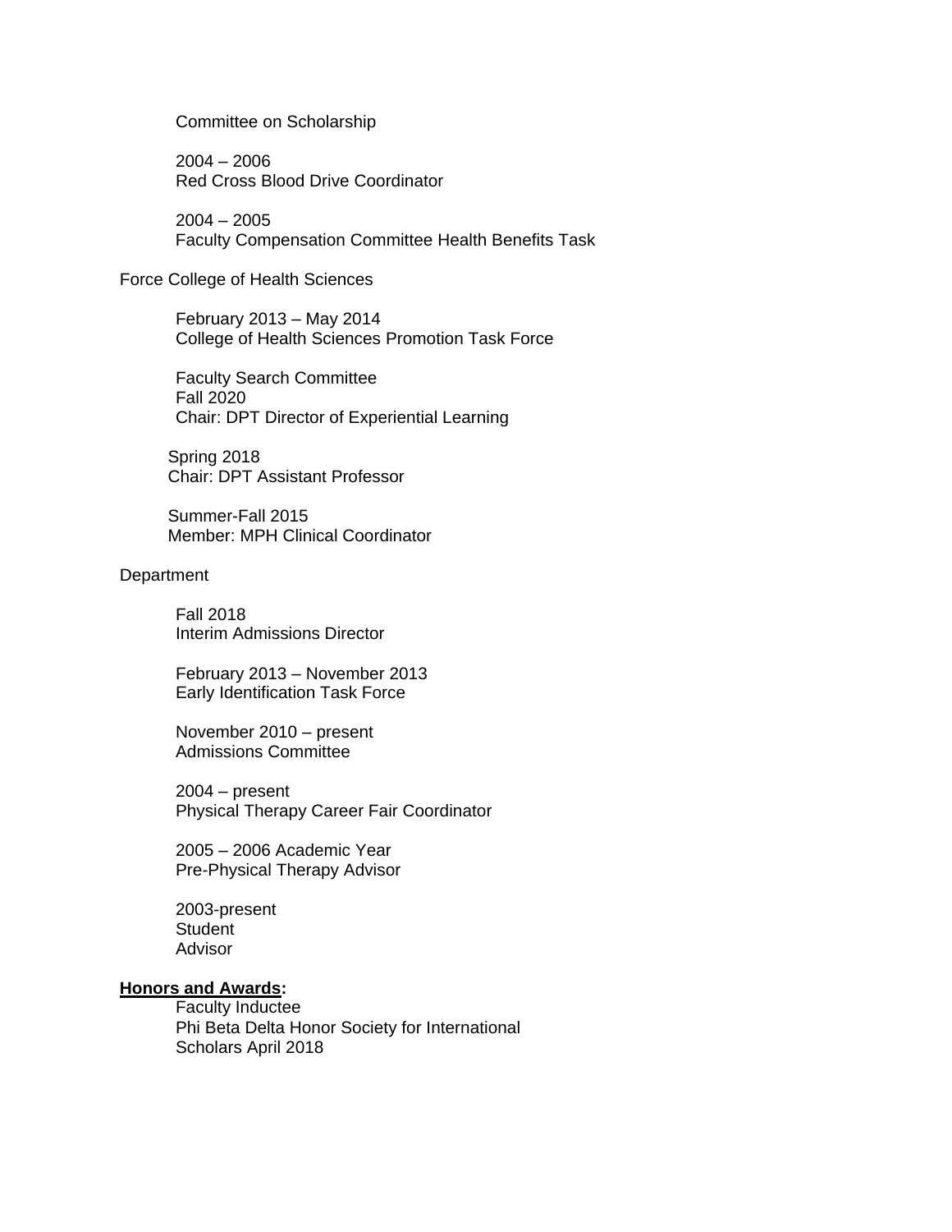Committee on Scholarship

2004 – 2006
Red Cross Blood Drive Coordinator

2004 – 2005
Faculty Compensation Committee Health Benefits Task

Force College of Health Sciences

February 2013 – May 2014
College of Health Sciences Promotion Task Force

Faculty Search Committee
Fall 2020
Chair: DPT Director of Experiential Learning

Spring 2018
Chair: DPT Assistant Professor

Summer-Fall 2015
Member: MPH Clinical Coordinator

Department

Fall 2018
Interim Admissions Director

February 2013 – November 2013
Early Identification Task Force

November 2010 – present
Admissions Committee

2004 – present
Physical Therapy Career Fair Coordinator

2005 – 2006 Academic Year
Pre-Physical Therapy Advisor

2003-present
Student
Advisor

**Honors and Awards:**

Faculty Inductee
Phi Beta Delta Honor Society for International
Scholars April 2018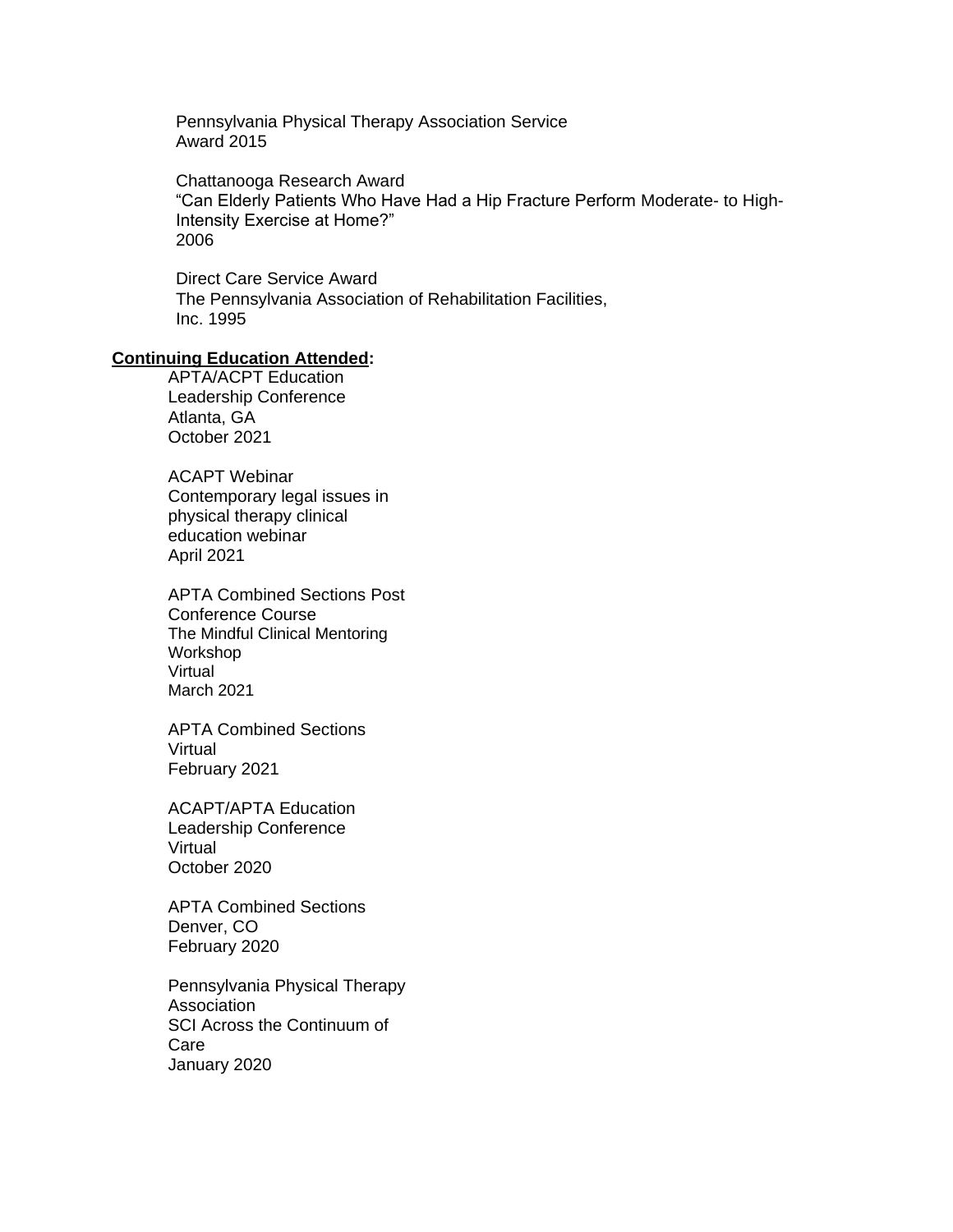Pennsylvania Physical Therapy Association Service
Award 2015

Chattanooga Research Award
"Can Elderly Patients Who Have Had a Hip Fracture Perform Moderate- to High-Intensity Exercise at Home?"
2006

Direct Care Service Award
The Pennsylvania Association of Rehabilitation Facilities, Inc. 1995

**Continuing Education Attended:**

APTA/ACPT Education
Leadership Conference
Atlanta, GA
October 2021

ACAPT Webinar
Contemporary legal issues in physical therapy clinical education webinar
April 2021

APTA Combined Sections Post Conference Course
The Mindful Clinical Mentoring Workshop
Virtual
March 2021

APTA Combined Sections
Virtual
February 2021

ACAPT/APTA Education
Leadership Conference
Virtual
October 2020

APTA Combined Sections
Denver, CO
February 2020

Pennsylvania Physical Therapy Association
SCI Across the Continuum of Care
January 2020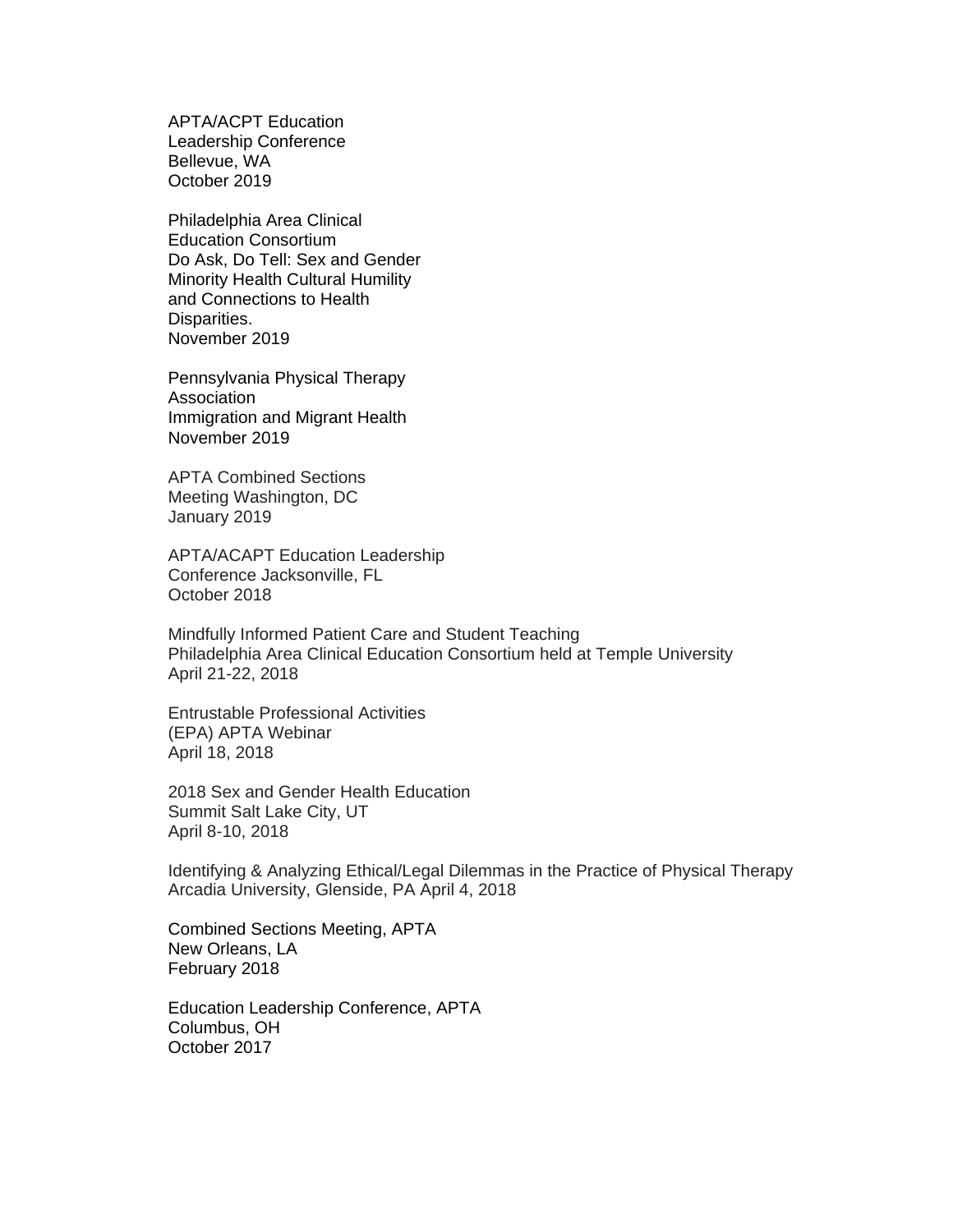APTA/ACPT Education
Leadership Conference
Bellevue, WA
October 2019

Philadelphia Area Clinical
Education Consortium
Do Ask, Do Tell: Sex and Gender
Minority Health Cultural Humility
and Connections to Health
Disparities.
November 2019

Pennsylvania Physical Therapy
Association
Immigration and Migrant Health
November 2019

APTA Combined Sections
Meeting Washington, DC
January 2019

APTA/ACAPT Education Leadership
Conference Jacksonville, FL
October 2018

Mindfully Informed Patient Care and Student Teaching
Philadelphia Area Clinical Education Consortium held at Temple University
April 21-22, 2018

Entrustable Professional Activities
(EPA) APTA Webinar
April 18, 2018

2018 Sex and Gender Health Education
Summit Salt Lake City, UT
April 8-10, 2018

Identifying & Analyzing Ethical/Legal Dilemmas in the Practice of Physical Therapy
Arcadia University, Glenside, PA April 4, 2018

Combined Sections Meeting, APTA
New Orleans, LA
February 2018

Education Leadership Conference, APTA
Columbus, OH
October 2017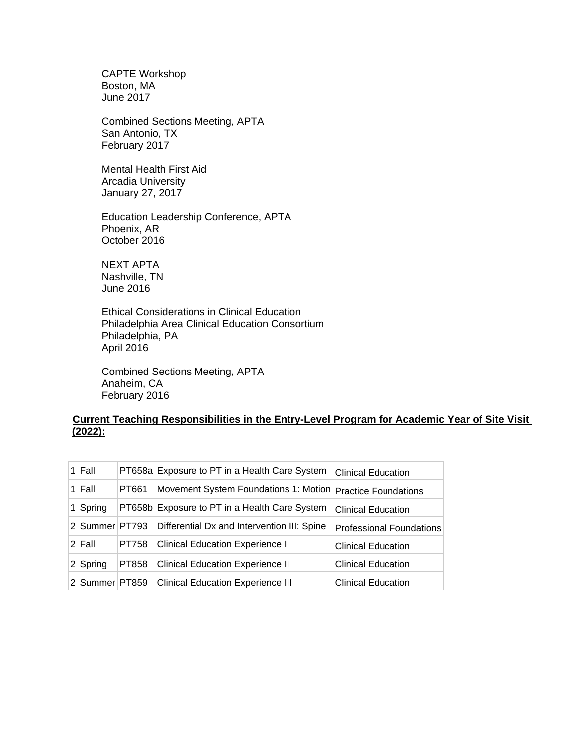CAPTE Workshop
Boston, MA
June 2017

Combined Sections Meeting, APTA
San Antonio, TX
February 2017

Mental Health First Aid
Arcadia University
January 27, 2017

Education Leadership Conference, APTA
Phoenix, AR
October 2016

NEXT APTA
Nashville, TN
June 2016

Ethical Considerations in Clinical Education
Philadelphia Area Clinical Education Consortium
Philadelphia, PA
April 2016

Combined Sections Meeting, APTA
Anaheim, CA
February 2016

**Current Teaching Responsibilities in the Entry-Level Program for Academic Year of Site Visit (2022):**

| | | | | |
|---|---|---|---|---|
| 1 | Fall | PT658a | Exposure to PT in a Health Care System | Clinical Education |
| 1 | Fall | PT661 | Movement System Foundations 1: Motion | Practice Foundations |
| 1 | Spring | PT658b | Exposure to PT in a Health Care System | Clinical Education |
| 2 | Summer | PT793 | Differential Dx and Intervention III: Spine | Professional Foundations |
| 2 | Fall | PT758 | Clinical Education Experience I | Clinical Education |
| 2 | Spring | PT858 | Clinical Education Experience II | Clinical Education |
| 2 | Summer | PT859 | Clinical Education Experience III | Clinical Education |